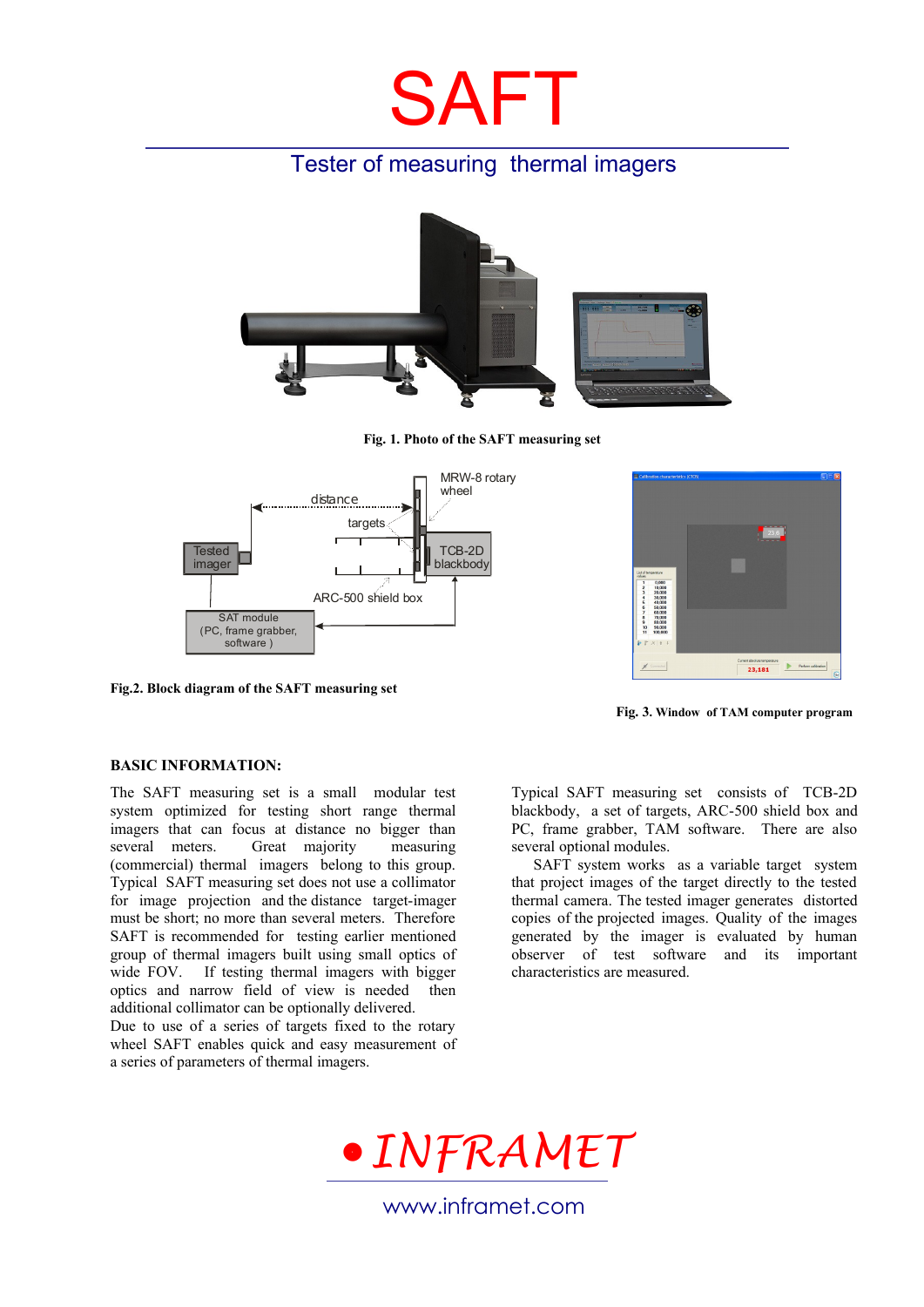# SAFT

## Tester of measuring thermal imagers

Fig. 1. Photo of the SAFT measuring set

Fig.2. Block diagram of the SAFT measuring set

Fig. 3. Window of TAM computer program

### BASIC INFORMATION:

The SAFT measuring set is a small modular test system optimized for testing short range thermal imagers that can focus at distance no bigger than several meters. Great majority measuring (commercial) thermal imagers belong to this group. Typical SAFT measuring set does not use a collimator for image projection and the distance target-imager must be short; no more than several meters. Therefore SAFT is recommended for testing earlier mentioned group of thermal imagers built using small optics of wide FOV. If testing thermal imagers with bigger optics and narrow field of view is needed then additional collimator can be optionally delivered.

Due to use of a series of targets fixed to the rotary wheel SAFT enables quick and easy measurement of a series of parameters of thermal images.

Typical SAFT measuring set consists of TCB-2D blackbody, a set of targets, ARC-500 shield box and PC, frame grabber, TAM software. There are also several optional modules.

SAFT system works as a variable target system that project images of the target directly to the tested thermal camera. The tested imager generates distorted copies of the projected images. Quality of the images generated by the imager is evaluated by human observer of test software and its important characteristics are measured.

INFRAMET

www.inframet.com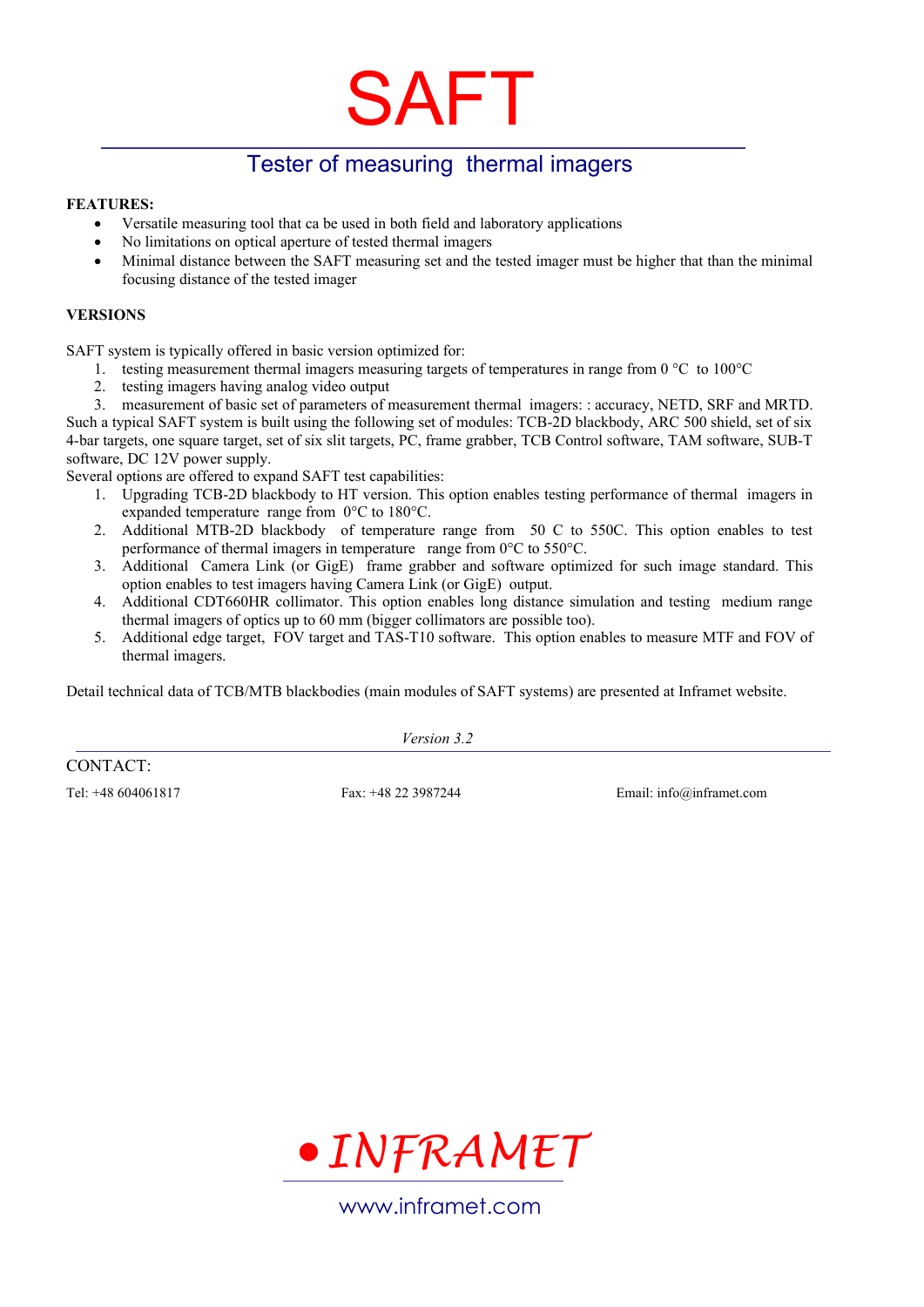# SAFT

## Tester of measuring thermal imagers

**FEATURES:**

- Versatile measuring tool that ca be used in both field and laboratory applications
- No limitations on optical aperture of tested thermal imagers
- Minimal distance between the SAFT measuring set and the tested imager must be higher that than the minimal focusing distance of the tested imager

**VERSIONS**

SAFT system is typically offered in basic version optimized for:

1. testing measurement thermal imagers measuring targets of temperatures in range from 0 °C to 100°C
2. testing imagers having analog video output
3. measurement of basic set of parameters of measurement thermal imagers: : accuracy, NETD, SRF and MRTD.

Such a typical SAFT system is built using the following set of modules: TCB-2D blackbody, ARC 500 shield, set of six 4-bar targets, one square target, set of six slit targets, PC, frame grabber, TCB Control software, TAM software, SUB-T software, DC 12V power supply.

Several options are offered to expand SAFT test capabilities:

1. Upgrading TCB-2D blackbody to HT version. This option enables testing performance of thermal imagers in expanded temperature range from 0°C to 180°C.
2. Additional MTB-2D blackbody of temperature range from 50 C to 550C. This option enables to test performance of thermal imagers in temperature range from 0°C to 550°C.
3. Additional Camera Link (or GigE) frame grabber and software optimized for such image standard. This option enables to test imagers having Camera Link (or GigE) output.
4. Additional CDT660HR collimator. This option enables long distance simulation and testing medium range thermal imagers of optics up to 60 mm (bigger collimators are possible too).
5. Additional edge target, FOV target and TAS-T10 software. This option enables to measure MTF and FOV of thermal imagers.

Detail technical data of TCB/MTB blackbodies (main modules of SAFT systems) are presented at Inframet website.

*Version 3.2*

CONTACT:

Tel: +48 604061817 Fax: +48 22 3987244 Email: info@inframet.com

• INFRAMET

www.inframet.com